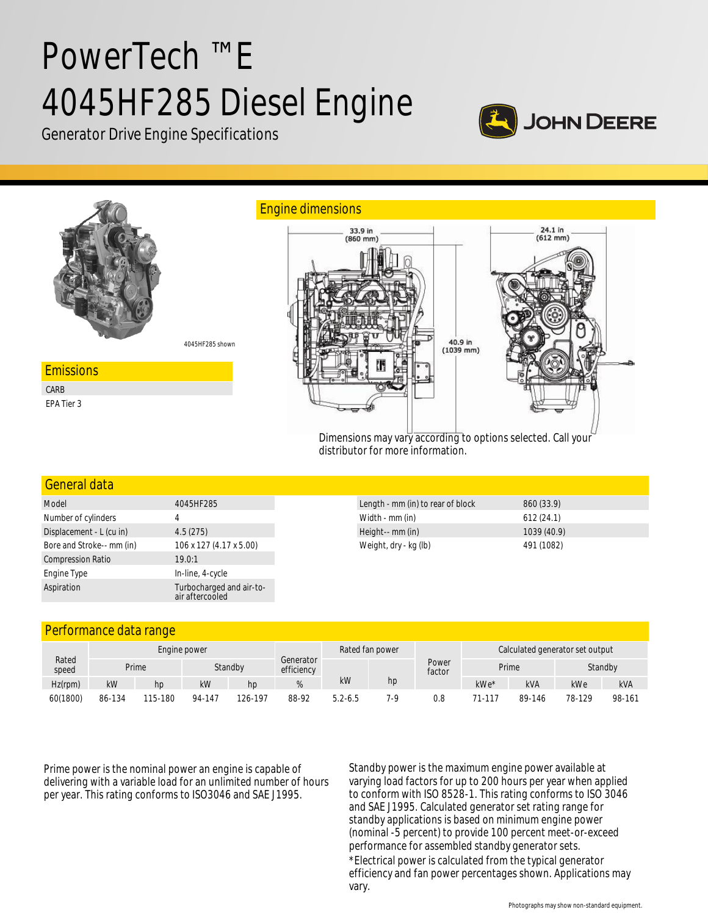# PowerTech ™E 4045HF285 Diesel Engine

Generator Drive Engine Specifications

4045HF285 shown

## Engine dimensions

33.9 in (860 mm)

24.1 in (612 mm)

40.9 in (1039 mm)

Dimensions may vary according to options selected. Call your distributor for more information.

## Emissions

| |
|---|
| CARB |
| EPA Tier 3 |

## General data

| | |
|---|---|
| Model | 4045HF285 |
| Number of cylinders | 4 |
| Displacement - L (cu in) | 4.5 (275) |
| Bore and Stroke-- mm (in) | 106 x 127 (4.17 x 5.00) |
| Compression Ratio | 19.0:1 |
| Engine Type | In-line, 4-cycle |
| Aspiration | Turbocharged and air-to-air aftercooled |

| | |
|---|---|
| Length - mm (in) to rear of block | 860 (33.9) |
| Width - mm (in) | 612 (24.1) |
| Height-- mm (in) | 1039 (40.9) |
| Weight, dry - kg (lb) | 491 (1082) |

## Performance data range

| Rated speed | Engine power | | | | Generator efficiency | Rated fan power | | Power factor | Calculated generator set output | | | |
|---|---|---|---|---|---|---|---|---|---|---|---|---|
| | Prime | | Standby | | | | | | Prime | | Standby | |
| Hz(rpm) | kW | hp | kW | hp | % | kW | hp | | kWe* | kVA | kWe | kVA |
| 60(1800) | 86-134 | 115-180 | 94-147 | 126-197 | 88-92 | 5.2-6.5 | 7-9 | 0.8 | 71-117 | 89-146 | 78-129 | 98-161 |

Prime power is the nominal power an engine is capable of delivering with a variable load for an unlimited number of hours per year. This rating conforms to ISO3046 and SAE J1995.

Standby power is the maximum engine power available at varying load factors for up to 200 hours per year when applied to conform with ISO 8528-1. This rating conforms to ISO 3046 and SAE J1995. Calculated generator set rating range for standby applications is based on minimum engine power (nominal -5 percent) to provide 100 percent meet-or-exceed performance for assembled standby generator sets.

*Electrical power is calculated from the typical generator efficiency and fan power percentages shown. Applications may vary.

Photographs may show non-standard equipment.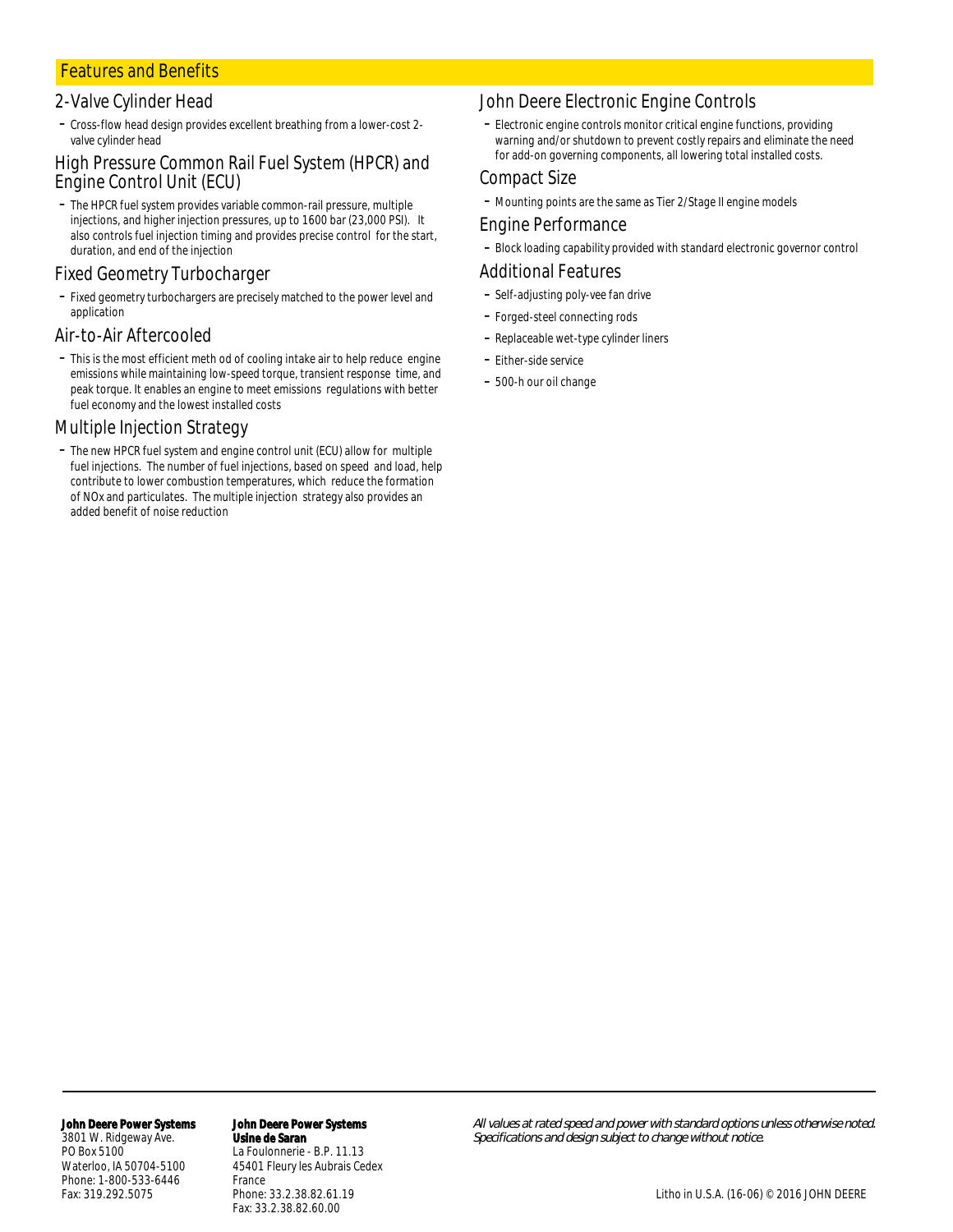## Features and Benefits

### 2-Valve Cylinder Head

- Cross-flow head design provides excellent breathing from a lower-cost 2-valve cylinder head

### High Pressure Common Rail Fuel System (HPCR) and Engine Control Unit (ECU)

- The HPCR fuel system provides variable common-rail pressure, multiple injections, and higher injection pressures, up to 1600 bar (23,000 PSI). It also controls fuel injection timing and provides precise control for the start, duration, and end of the injection

### Fixed Geometry Turbocharger

- Fixed geometry turbochargers are precisely matched to the power level and application

### Air-to-Air Aftercooled

- This is the most efficient meth od of cooling intake air to help reduce engine emissions while maintaining low-speed torque, transient response time, and peak torque. It enables an engine to meet emissions regulations with better fuel economy and the lowest installed costs

### Multiple Injection Strategy

- The new HPCR fuel system and engine control unit (ECU) allow for multiple fuel injections. The number of fuel injections, based on speed and load, help contribute to lower combustion temperatures, which reduce the formation of NOx and particulates. The multiple injection strategy also provides an added benefit of noise reduction

### John Deere Electronic Engine Controls

- Electronic engine controls monitor critical engine functions, providing warning and/or shutdown to prevent costly repairs and eliminate the need for add-on governing components, all lowering total installed costs.

### Compact Size

- Mounting points are the same as Tier 2/Stage II engine models

### Engine Performance

- Block loading capability provided with standard electronic governor control

### Additional Features

- Self-adjusting poly-vee fan drive
- Forged-steel connecting rods
- Replaceable wet-type cylinder liners
- Either-side service
- 500-h our oil change

---

**John Deere Power Systems**
3801 W. Ridgeway Ave.
PO Box 5100
Waterloo, IA 50704-5100
Phone: 1-800-533-6446
Fax: 319.292.5075

**John Deere Power Systems**
**Usine de Saran**
La Foulonnerie - B.P. 11.13
45401 Fleury les Aubrais Cedex
France
Phone: 33.2.38.82.61.19
Fax: 33.2.38.82.60.00

*All values at rated speed and power with standard options unless otherwise noted. Specifications and design subject to change without notice.*

Litho in U.S.A. (16-06) © 2016 JOHN DEERE